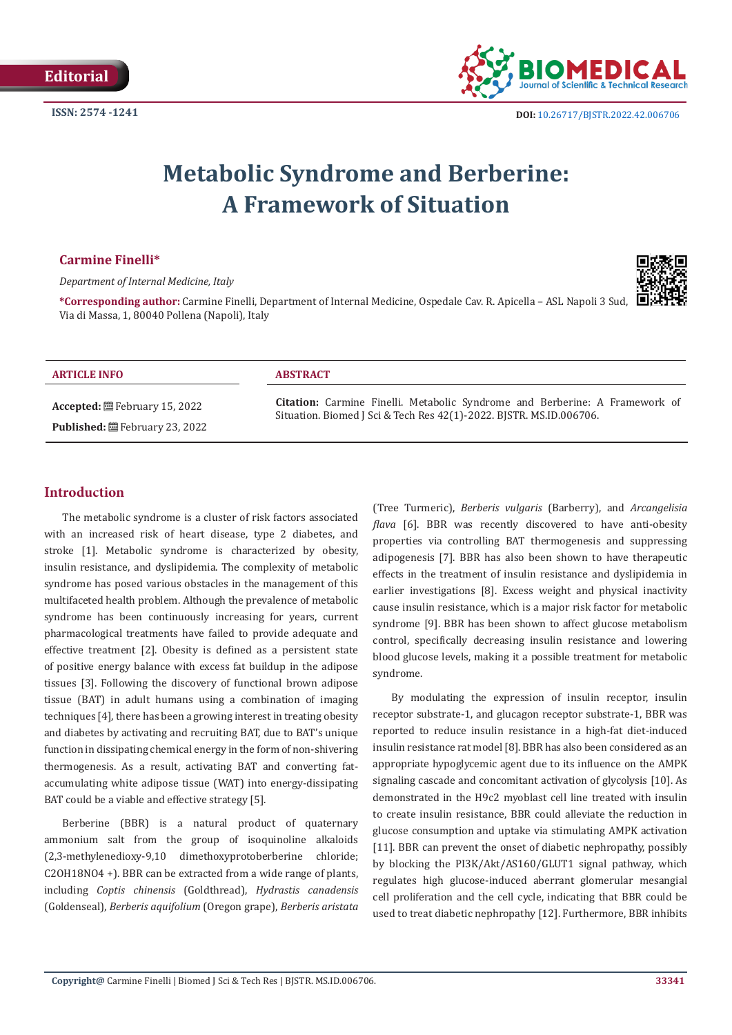Editorial

ISSN: 2574 -1241

DOI: 10.26717/BJSTR.2022.42.006706

# Metabolic Syndrome and Berberine: A Framework of Situation

**Carmine Finelli***

*Department of Internal Medicine, Italy*

**\*Corresponding author:** Carmine Finelli, Department of Internal Medicine, Ospedale Cav. R. Apicella – ASL Napoli 3 Sud, Via di Massa, 1, 80040 Pollena (Napoli), Italy

**ARTICLE INFO**

**Accepted:** February 15, 2022

**Published:** February 23, 2022

**ABSTRACT**

**Citation:** Carmine Finelli. Metabolic Syndrome and Berberine: A Framework of Situation. Biomed J Sci & Tech Res 42(1)-2022. BJSTR. MS.ID.006706.

## Introduction

The metabolic syndrome is a cluster of risk factors associated with an increased risk of heart disease, type 2 diabetes, and stroke [1]. Metabolic syndrome is characterized by obesity, insulin resistance, and dyslipidemia. The complexity of metabolic syndrome has posed various obstacles in the management of this multifaceted health problem. Although the prevalence of metabolic syndrome has been continuously increasing for years, current pharmacological treatments have failed to provide adequate and effective treatment [2]. Obesity is defined as a persistent state of positive energy balance with excess fat buildup in the adipose tissues [3]. Following the discovery of functional brown adipose tissue (BAT) in adult humans using a combination of imaging techniques [4], there has been a growing interest in treating obesity and diabetes by activating and recruiting BAT, due to BAT's unique function in dissipating chemical energy in the form of non-shivering thermogenesis. As a result, activating BAT and converting fat-accumulating white adipose tissue (WAT) into energy-dissipating BAT could be a viable and effective strategy [5].

Berberine (BBR) is a natural product of quaternary ammonium salt from the group of isoquinoline alkaloids (2,3-methylenedioxy-9,10 dimethoxyprotoberberine chloride; $C_{20}H_{18}NO_4^+$). BBR can be extracted from a wide range of plants, including *Coptis chinensis* (Goldthread), *Hydrastis canadensis* (Goldenseal), *Berberis aquifolium* (Oregon grape), *Berberis aristata* (Tree Turmeric), *Berberis vulgaris* (Barberry), and *Arcangelisia flava* [6]. BBR was recently discovered to have anti-obesity properties via controlling BAT thermogenesis and suppressing adipogenesis [7]. BBR has also been shown to have therapeutic effects in the treatment of insulin resistance and dyslipidemia in earlier investigations [8]. Excess weight and physical inactivity cause insulin resistance, which is a major risk factor for metabolic syndrome [9]. BBR has been shown to affect glucose metabolism control, specifically decreasing insulin resistance and lowering blood glucose levels, making it a possible treatment for metabolic syndrome.

By modulating the expression of insulin receptor, insulin receptor substrate-1, and glucagon receptor substrate-1, BBR was reported to reduce insulin resistance in a high-fat diet-induced insulin resistance rat model [8]. BBR has also been considered as an appropriate hypoglycemic agent due to its influence on the AMPK signaling cascade and concomitant activation of glycolysis [10]. As demonstrated in the H9c2 myoblast cell line treated with insulin to create insulin resistance, BBR could alleviate the reduction in glucose consumption and uptake via stimulating AMPK activation [11]. BBR can prevent the onset of diabetic nephropathy, possibly by blocking the PI3K/Akt/AS160/GLUT1 signal pathway, which regulates high glucose-induced aberrant glomerular mesangial cell proliferation and the cell cycle, indicating that BBR could be used to treat diabetic nephropathy [12]. Furthermore, BBR inhibits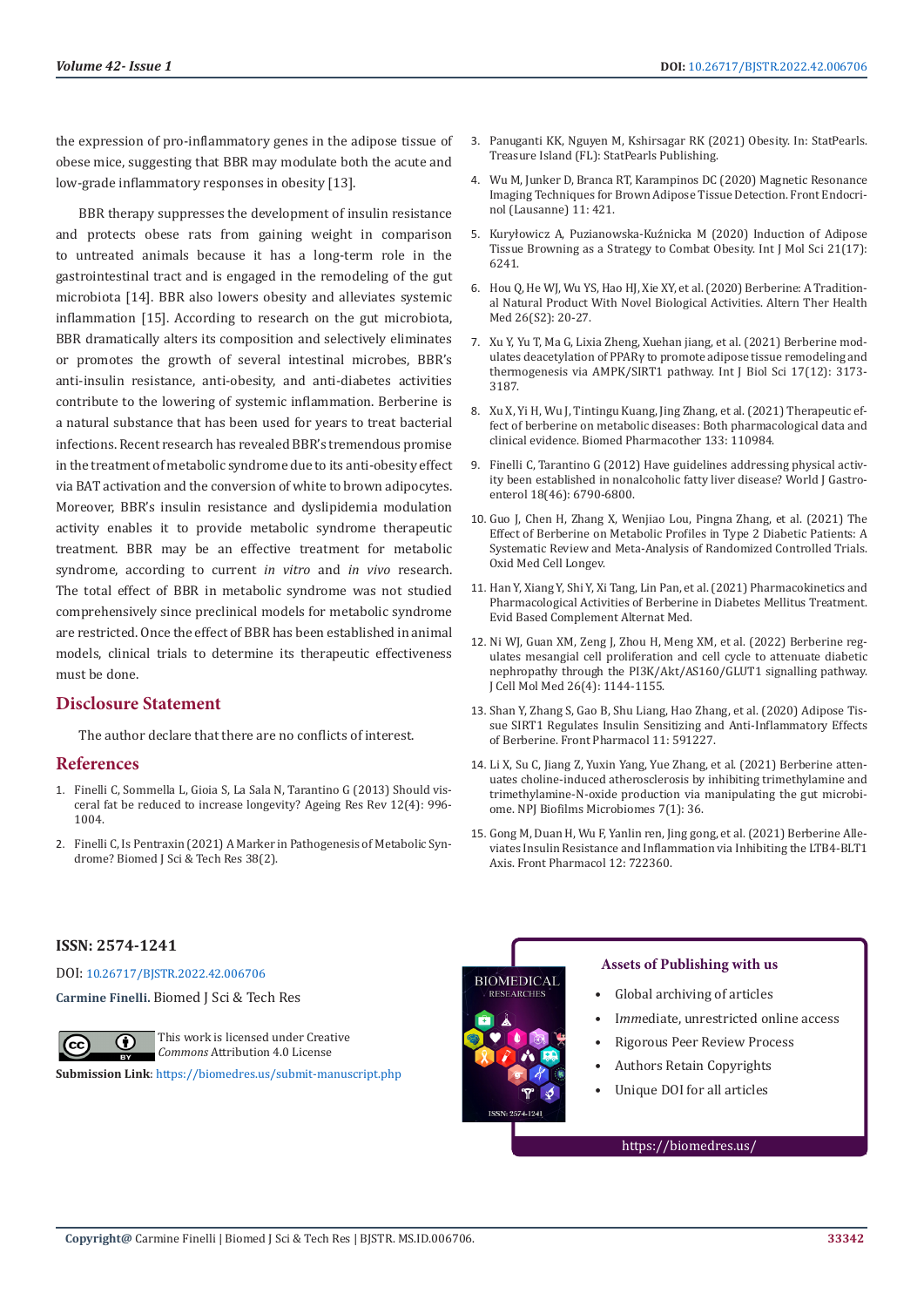the expression of pro-inflammatory genes in the adipose tissue of obese mice, suggesting that BBR may modulate both the acute and low-grade inflammatory responses in obesity [13].

BBR therapy suppresses the development of insulin resistance and protects obese rats from gaining weight in comparison to untreated animals because it has a long-term role in the gastrointestinal tract and is engaged in the remodeling of the gut microbiota [14]. BBR also lowers obesity and alleviates systemic inflammation [15]. According to research on the gut microbiota, BBR dramatically alters its composition and selectively eliminates or promotes the growth of several intestinal microbes, BBR's anti-insulin resistance, anti-obesity, and anti-diabetes activities contribute to the lowering of systemic inflammation. Berberine is a natural substance that has been used for years to treat bacterial infections. Recent research has revealed BBR's tremendous promise in the treatment of metabolic syndrome due to its anti-obesity effect via BAT activation and the conversion of white to brown adipocytes. Moreover, BBR's insulin resistance and dyslipidemia modulation activity enables it to provide metabolic syndrome therapeutic treatment. BBR may be an effective treatment for metabolic syndrome, according to current *in vitro* and *in vivo* research. The total effect of BBR in metabolic syndrome was not studied comprehensively since preclinical models for metabolic syndrome are restricted. Once the effect of BBR has been established in animal models, clinical trials to determine its therapeutic effectiveness must be done.

## Disclosure Statement

The author declare that there are no conflicts of interest.

## References

1. Finelli C, Sommella L, Gioia S, La Sala N, Tarantino G (2013) Should visceral fat be reduced to increase longevity? Ageing Res Rev 12(4): 996-1004.
2. Finelli C, Is Pentraxin (2021) A Marker in Pathogenesis of Metabolic Syndrome? Biomed J Sci & Tech Res 38(2).
3. Panuganti KK, Nguyen M, Kshirsagar RK (2021) Obesity. In: StatPearls. Treasure Island (FL): StatPearls Publishing.
4. Wu M, Junker D, Branca RT, Karampinos DC (2020) Magnetic Resonance Imaging Techniques for Brown Adipose Tissue Detection. Front Endocrinol (Lausanne) 11: 421.
5. Kuryłowicz A, Puzianowska-Kuźnicka M (2020) Induction of Adipose Tissue Browning as a Strategy to Combat Obesity. Int J Mol Sci 21(17): 6241.
6. Hou Q, He WJ, Wu YS, Hao HJ, Xie XY, et al. (2020) Berberine: A Traditional Natural Product With Novel Biological Activities. Altern Ther Health Med 26(S2): 20-27.
7. Xu Y, Yu T, Ma G, Lixia Zheng, Xuehan jiang, et al. (2021) Berberine modulates deacetylation of PPARγ to promote adipose tissue remodeling and thermogenesis via AMPK/SIRT1 pathway. Int J Biol Sci 17(12): 3173-3187.
8. Xu X, Yi H, Wu J, Tintingu Kuang, Jing Zhang, et al. (2021) Therapeutic effect of berberine on metabolic diseases: Both pharmacological data and clinical evidence. Biomed Pharmacother 133: 110984.
9. Finelli C, Tarantino G (2012) Have guidelines addressing physical activity been established in nonalcoholic fatty liver disease? World J Gastroenterol 18(46): 6790-6800.
10. Guo J, Chen H, Zhang X, Wenjiao Lou, Pingna Zhang, et al. (2021) The Effect of Berberine on Metabolic Profiles in Type 2 Diabetic Patients: A Systematic Review and Meta-Analysis of Randomized Controlled Trials. Oxid Med Cell Longev.
11. Han Y, Xiang Y, Shi Y, Xi Tang, Lin Pan, et al. (2021) Pharmacokinetics and Pharmacological Activities of Berberine in Diabetes Mellitus Treatment. Evid Based Complement Alternat Med.
12. Ni WJ, Guan XM, Zeng J, Zhou H, Meng XM, et al. (2022) Berberine regulates mesangial cell proliferation and cell cycle to attenuate diabetic nephropathy through the PI3K/Akt/AS160/GLUT1 signalling pathway. J Cell Mol Med 26(4): 1144-1155.
13. Shan Y, Zhang S, Gao B, Shu Liang, Hao Zhang, et al. (2020) Adipose Tissue SIRT1 Regulates Insulin Sensitizing and Anti-Inflammatory Effects of Berberine. Front Pharmacol 11: 591227.
14. Li X, Su C, Jiang Z, Yuxin Yang, Yue Zhang, et al. (2021) Berberine attenuates choline-induced atherosclerosis by inhibiting trimethylamine and trimethylamine-N-oxide production via manipulating the gut microbiome. NPJ Biofilms Microbiomes 7(1): 36.
15. Gong M, Duan H, Wu F, Yanlin ren, Jing gong, et al. (2021) Berberine Alleviates Insulin Resistance and Inflammation via Inhibiting the LTB4-BLT1 Axis. Front Pharmacol 12: 722360.

**ISSN: 2574-1241**

DOI: 10.26717/BJSTR.2022.42.006706

**Carmine Finelli.** Biomed J Sci & Tech Res

This work is licensed under Creative *Commons* Attribution 4.0 License

**Submission Link**: https://biomedres.us/submit-manuscript.php

### Assets of Publishing with us

- Global archiving of articles
- Immediate, unrestricted online access
- Rigorous Peer Review Process
- Authors Retain Copyrights
- Unique DOI for all articles

https://biomedres.us/